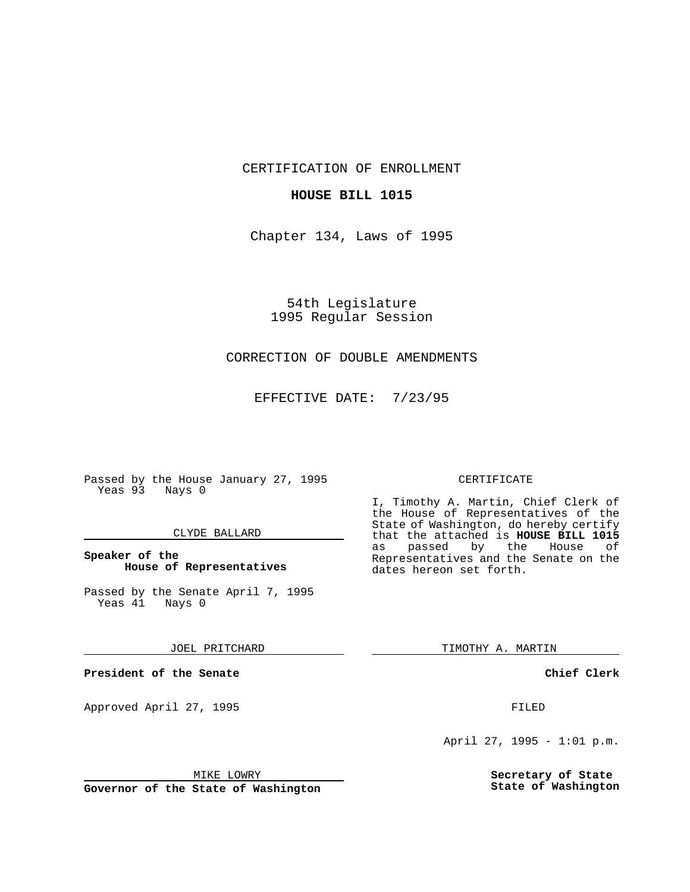CERTIFICATION OF ENROLLMENT

**HOUSE BILL 1015**

Chapter 134, Laws of 1995

54th Legislature
1995 Regular Session

CORRECTION OF DOUBLE AMENDMENTS

EFFECTIVE DATE: 7/23/95

Passed by the House January 27, 1995
Yeas 93 Nays 0

CLYDE BALLARD

**Speaker of the House of Representatives**

Passed by the Senate April 7, 1995
Yeas 41 Nays 0

JOEL PRITCHARD

**President of the Senate**

Approved April 27, 1995

MIKE LOWRY

**Governor of the State of Washington**

CERTIFICATE

I, Timothy A. Martin, Chief Clerk of the House of Representatives of the State of Washington, do hereby certify that the attached is **HOUSE BILL 1015** as passed by the House of Representatives and the Senate on the dates hereon set forth.

TIMOTHY A. MARTIN

**Chief Clerk**

FILED

April 27, 1995 - 1:01 p.m.

**Secretary of State**
**State of Washington**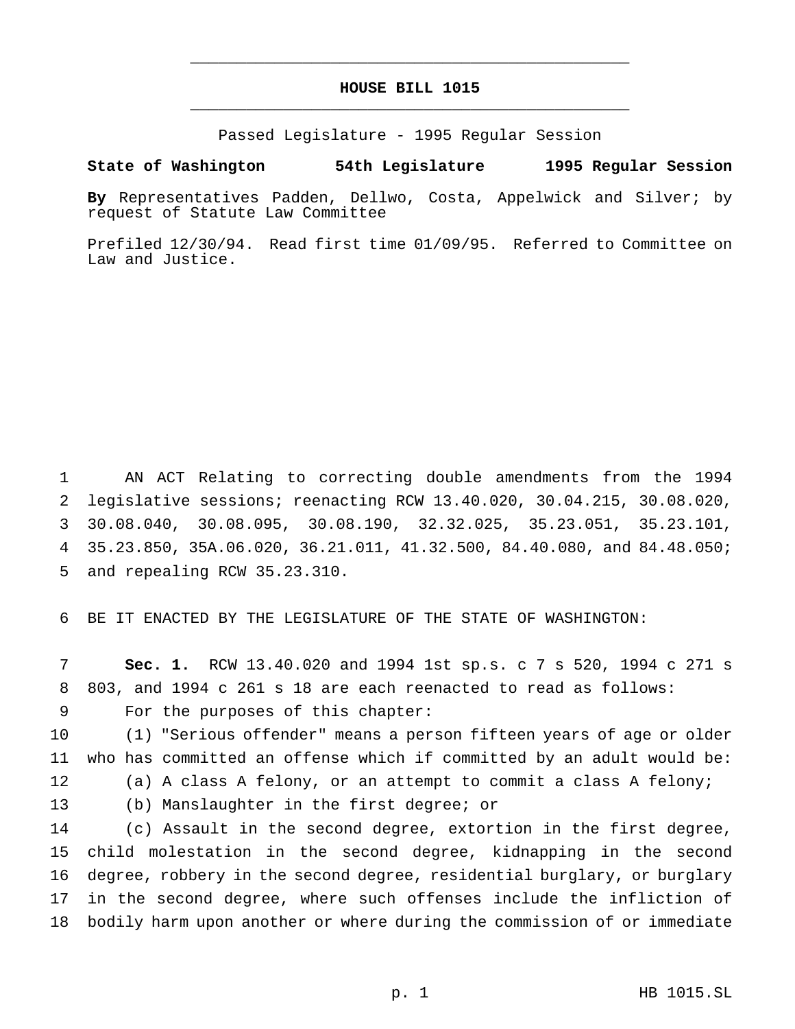# HOUSE BILL 1015

Passed Legislature - 1995 Regular Session

**State of Washington 54th Legislature 1995 Regular Session**

**By** Representatives Padden, Dellwo, Costa, Appelwick and Silver; by request of Statute Law Committee

Prefiled 12/30/94. Read first time 01/09/95. Referred to Committee on Law and Justice.

AN ACT Relating to correcting double amendments from the 1994 legislative sessions; reenacting RCW 13.40.020, 30.04.215, 30.08.020, 30.08.040, 30.08.095, 30.08.190, 32.32.025, 35.23.051, 35.23.101, 35.23.850, 35A.06.020, 36.21.011, 41.32.500, 84.40.080, and 84.48.050; and repealing RCW 35.23.310.

BE IT ENACTED BY THE LEGISLATURE OF THE STATE OF WASHINGTON:

**Sec. 1.** RCW 13.40.020 and 1994 1st sp.s. c 7 s 520, 1994 c 271 s 803, and 1994 c 261 s 18 are each reenacted to read as follows:

For the purposes of this chapter:

(1) "Serious offender" means a person fifteen years of age or older who has committed an offense which if committed by an adult would be:

(a) A class A felony, or an attempt to commit a class A felony;

(b) Manslaughter in the first degree; or

(c) Assault in the second degree, extortion in the first degree, child molestation in the second degree, kidnapping in the second degree, robbery in the second degree, residential burglary, or burglary in the second degree, where such offenses include the infliction of bodily harm upon another or where during the commission of or immediate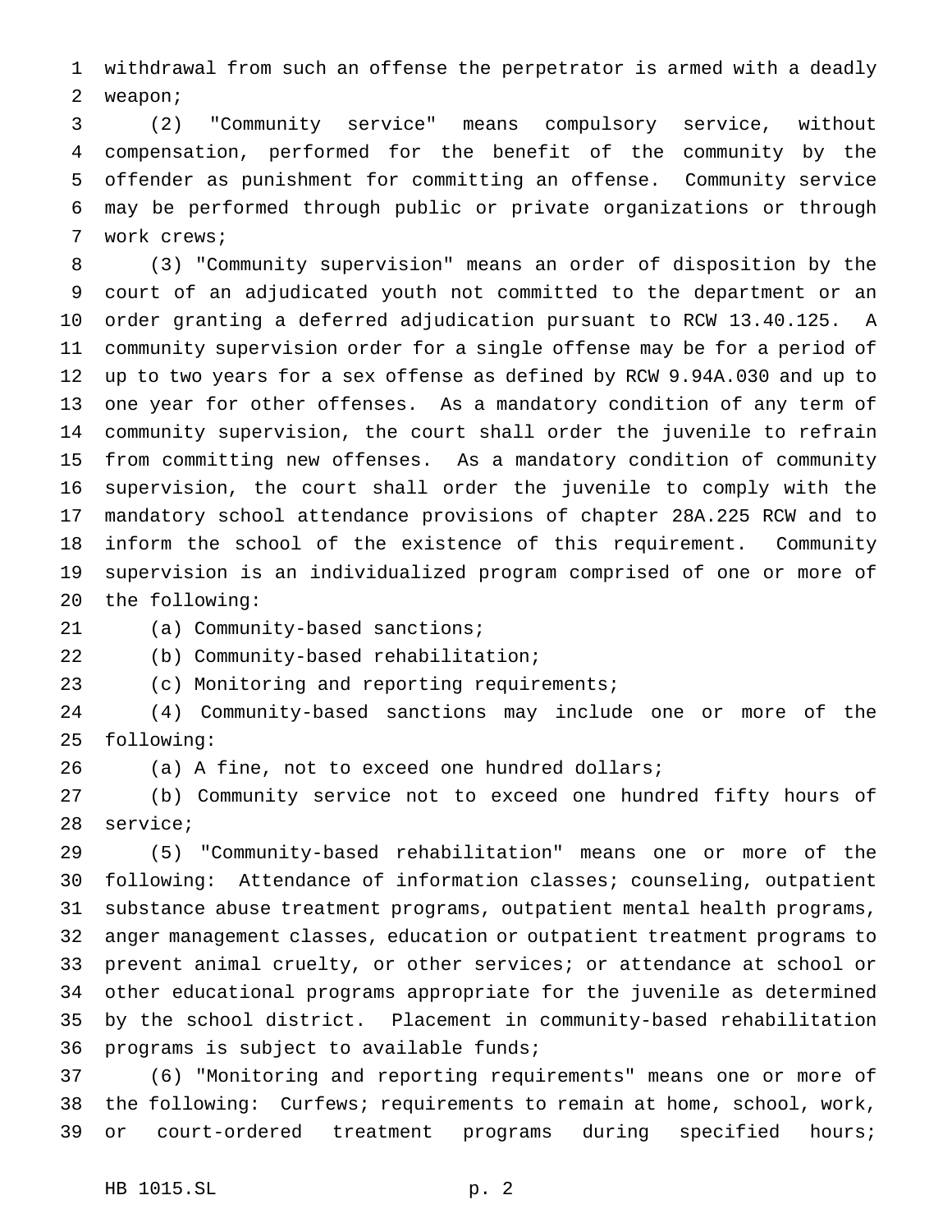withdrawal from such an offense the perpetrator is armed with a deadly weapon;

(2) "Community service" means compulsory service, without compensation, performed for the benefit of the community by the offender as punishment for committing an offense. Community service may be performed through public or private organizations or through work crews;

(3) "Community supervision" means an order of disposition by the court of an adjudicated youth not committed to the department or an order granting a deferred adjudication pursuant to RCW 13.40.125. A community supervision order for a single offense may be for a period of up to two years for a sex offense as defined by RCW 9.94A.030 and up to one year for other offenses. As a mandatory condition of any term of community supervision, the court shall order the juvenile to refrain from committing new offenses. As a mandatory condition of community supervision, the court shall order the juvenile to comply with the mandatory school attendance provisions of chapter 28A.225 RCW and to inform the school of the existence of this requirement. Community supervision is an individualized program comprised of one or more of the following:

(a) Community-based sanctions;

(b) Community-based rehabilitation;

(c) Monitoring and reporting requirements;

(4) Community-based sanctions may include one or more of the following:

(a) A fine, not to exceed one hundred dollars;

(b) Community service not to exceed one hundred fifty hours of service;

(5) "Community-based rehabilitation" means one or more of the following: Attendance of information classes; counseling, outpatient substance abuse treatment programs, outpatient mental health programs, anger management classes, education or outpatient treatment programs to prevent animal cruelty, or other services; or attendance at school or other educational programs appropriate for the juvenile as determined by the school district. Placement in community-based rehabilitation programs is subject to available funds;

(6) "Monitoring and reporting requirements" means one or more of the following: Curfews; requirements to remain at home, school, work, or court-ordered treatment programs during specified hours;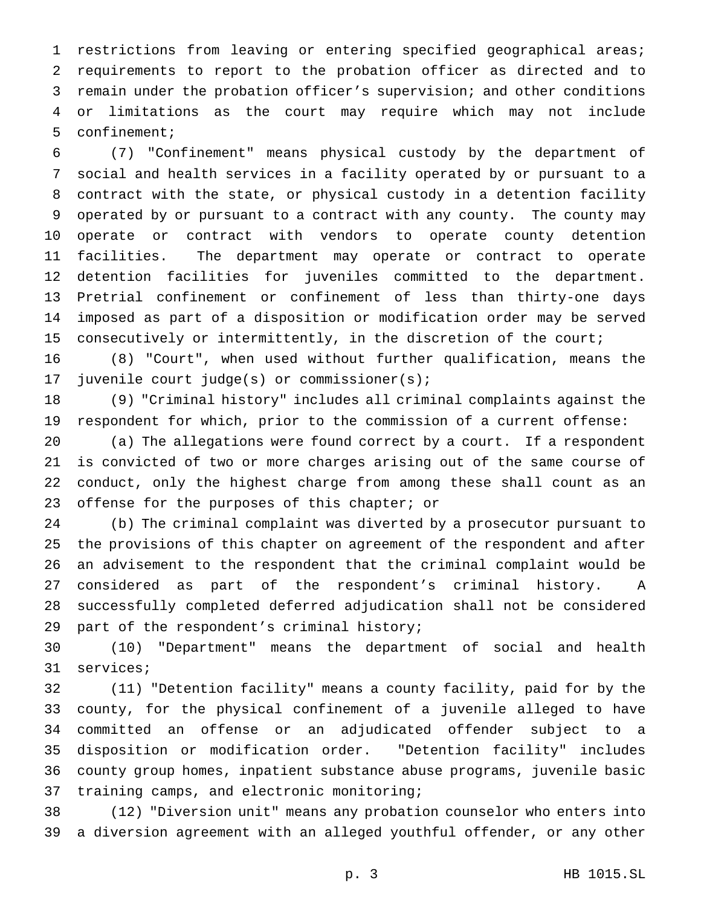restrictions from leaving or entering specified geographical areas; requirements to report to the probation officer as directed and to remain under the probation officer's supervision; and other conditions or limitations as the court may require which may not include confinement;

(7) "Confinement" means physical custody by the department of social and health services in a facility operated by or pursuant to a contract with the state, or physical custody in a detention facility operated by or pursuant to a contract with any county. The county may operate or contract with vendors to operate county detention facilities. The department may operate or contract to operate detention facilities for juveniles committed to the department. Pretrial confinement or confinement of less than thirty-one days imposed as part of a disposition or modification order may be served consecutively or intermittently, in the discretion of the court;

(8) "Court", when used without further qualification, means the juvenile court judge(s) or commissioner(s);

(9) "Criminal history" includes all criminal complaints against the respondent for which, prior to the commission of a current offense:

(a) The allegations were found correct by a court. If a respondent is convicted of two or more charges arising out of the same course of conduct, only the highest charge from among these shall count as an offense for the purposes of this chapter; or

(b) The criminal complaint was diverted by a prosecutor pursuant to the provisions of this chapter on agreement of the respondent and after an advisement to the respondent that the criminal complaint would be considered as part of the respondent's criminal history. A successfully completed deferred adjudication shall not be considered part of the respondent's criminal history;

(10) "Department" means the department of social and health services;

(11) "Detention facility" means a county facility, paid for by the county, for the physical confinement of a juvenile alleged to have committed an offense or an adjudicated offender subject to a disposition or modification order. "Detention facility" includes county group homes, inpatient substance abuse programs, juvenile basic training camps, and electronic monitoring;

(12) "Diversion unit" means any probation counselor who enters into a diversion agreement with an alleged youthful offender, or any other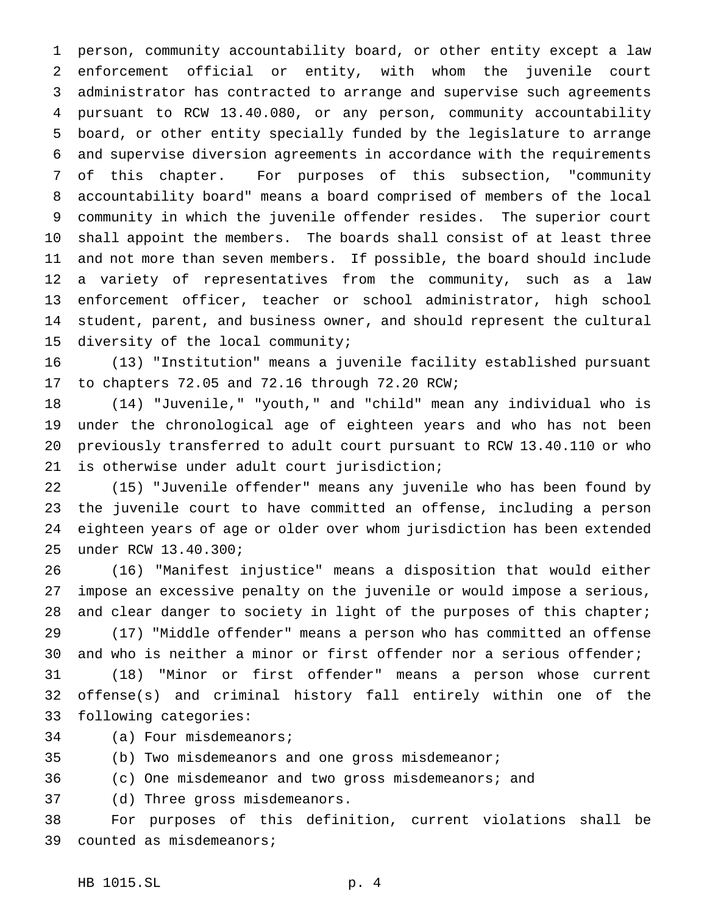person, community accountability board, or other entity except a law enforcement official or entity, with whom the juvenile court administrator has contracted to arrange and supervise such agreements pursuant to RCW 13.40.080, or any person, community accountability board, or other entity specially funded by the legislature to arrange and supervise diversion agreements in accordance with the requirements of this chapter. For purposes of this subsection, "community accountability board" means a board comprised of members of the local community in which the juvenile offender resides. The superior court shall appoint the members. The boards shall consist of at least three and not more than seven members. If possible, the board should include a variety of representatives from the community, such as a law enforcement officer, teacher or school administrator, high school student, parent, and business owner, and should represent the cultural diversity of the local community;

(13) "Institution" means a juvenile facility established pursuant to chapters 72.05 and 72.16 through 72.20 RCW;

(14) "Juvenile," "youth," and "child" mean any individual who is under the chronological age of eighteen years and who has not been previously transferred to adult court pursuant to RCW 13.40.110 or who is otherwise under adult court jurisdiction;

(15) "Juvenile offender" means any juvenile who has been found by the juvenile court to have committed an offense, including a person eighteen years of age or older over whom jurisdiction has been extended under RCW 13.40.300;

(16) "Manifest injustice" means a disposition that would either impose an excessive penalty on the juvenile or would impose a serious, and clear danger to society in light of the purposes of this chapter;

(17) "Middle offender" means a person who has committed an offense and who is neither a minor or first offender nor a serious offender;

(18) "Minor or first offender" means a person whose current offense(s) and criminal history fall entirely within one of the following categories:

(a) Four misdemeanors;

(b) Two misdemeanors and one gross misdemeanor;

(c) One misdemeanor and two gross misdemeanors; and

(d) Three gross misdemeanors.

For purposes of this definition, current violations shall be counted as misdemeanors;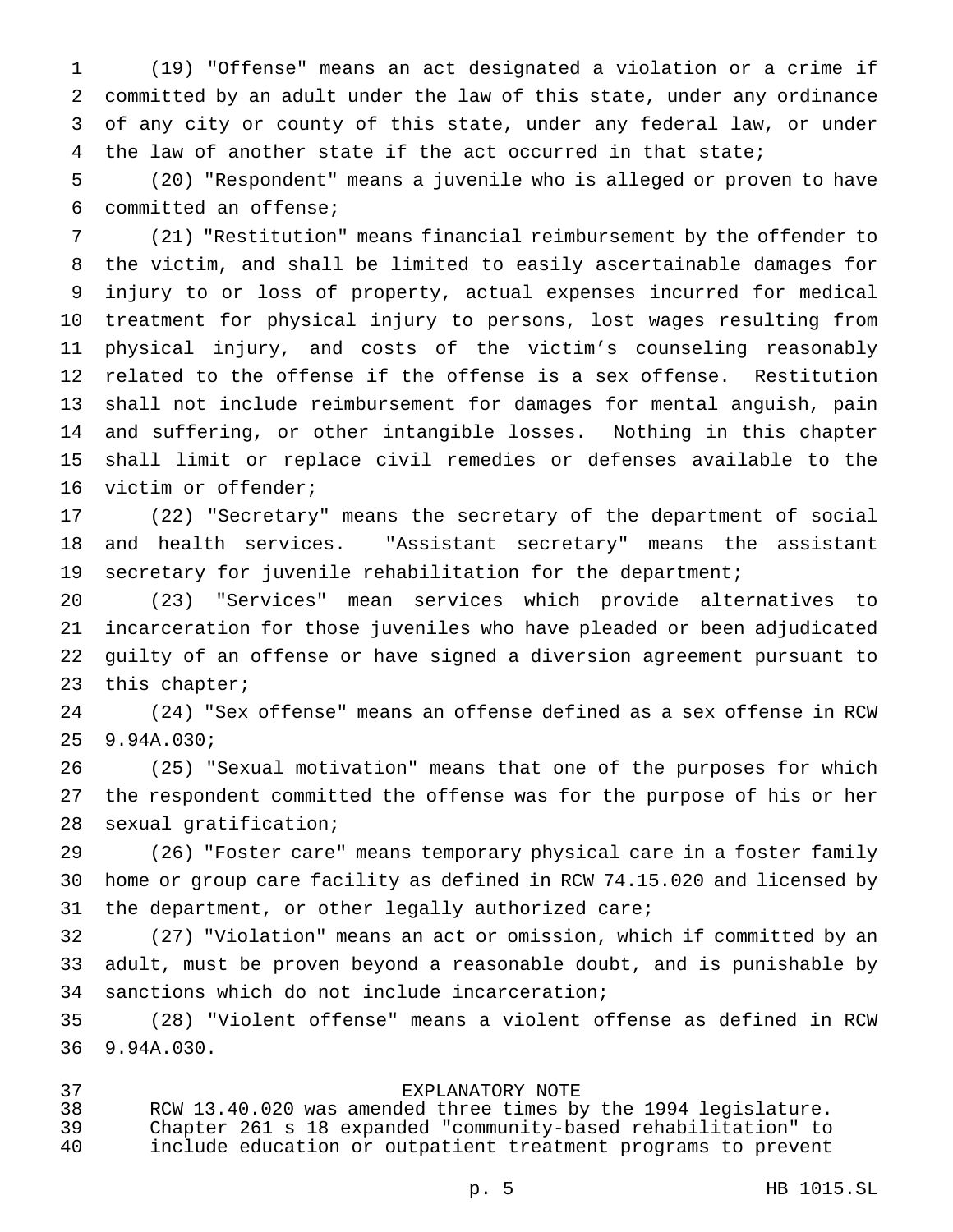(19) "Offense" means an act designated a violation or a crime if committed by an adult under the law of this state, under any ordinance of any city or county of this state, under any federal law, or under the law of another state if the act occurred in that state;

(20) "Respondent" means a juvenile who is alleged or proven to have committed an offense;

(21) "Restitution" means financial reimbursement by the offender to the victim, and shall be limited to easily ascertainable damages for injury to or loss of property, actual expenses incurred for medical treatment for physical injury to persons, lost wages resulting from physical injury, and costs of the victim's counseling reasonably related to the offense if the offense is a sex offense. Restitution shall not include reimbursement for damages for mental anguish, pain and suffering, or other intangible losses. Nothing in this chapter shall limit or replace civil remedies or defenses available to the victim or offender;

(22) "Secretary" means the secretary of the department of social and health services. "Assistant secretary" means the assistant secretary for juvenile rehabilitation for the department;

(23) "Services" mean services which provide alternatives to incarceration for those juveniles who have pleaded or been adjudicated guilty of an offense or have signed a diversion agreement pursuant to this chapter;

(24) "Sex offense" means an offense defined as a sex offense in RCW 9.94A.030;

(25) "Sexual motivation" means that one of the purposes for which the respondent committed the offense was for the purpose of his or her sexual gratification;

(26) "Foster care" means temporary physical care in a foster family home or group care facility as defined in RCW 74.15.020 and licensed by the department, or other legally authorized care;

(27) "Violation" means an act or omission, which if committed by an adult, must be proven beyond a reasonable doubt, and is punishable by sanctions which do not include incarceration;

(28) "Violent offense" means a violent offense as defined in RCW 9.94A.030.

EXPLANATORY NOTE

RCW 13.40.020 was amended three times by the 1994 legislature. Chapter 261 s 18 expanded "community-based rehabilitation" to include education or outpatient treatment programs to prevent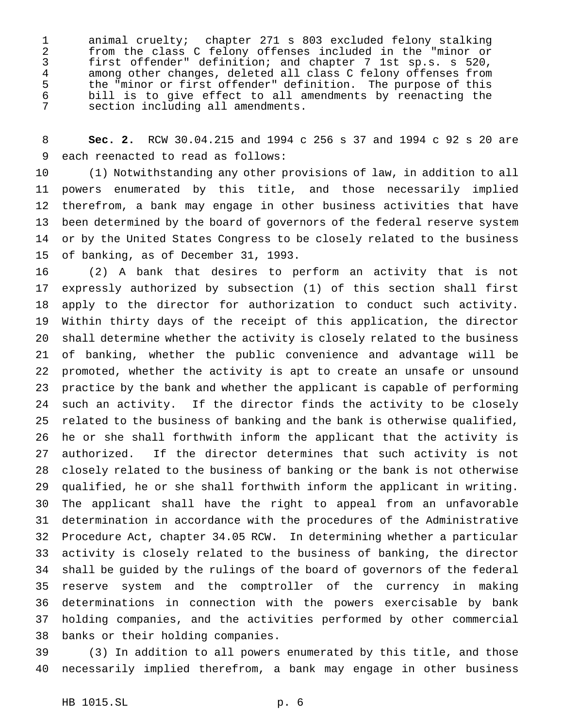animal cruelty; chapter 271 s 803 excluded felony stalking from the class C felony offenses included in the "minor or first offender" definition; and chapter 7 1st sp.s. s 520, among other changes, deleted all class C felony offenses from the "minor or first offender" definition. The purpose of this bill is to give effect to all amendments by reenacting the section including all amendments.

**Sec. 2.** RCW 30.04.215 and 1994 c 256 s 37 and 1994 c 92 s 20 are each reenacted to read as follows:

(1) Notwithstanding any other provisions of law, in addition to all powers enumerated by this title, and those necessarily implied therefrom, a bank may engage in other business activities that have been determined by the board of governors of the federal reserve system or by the United States Congress to be closely related to the business of banking, as of December 31, 1993.

(2) A bank that desires to perform an activity that is not expressly authorized by subsection (1) of this section shall first apply to the director for authorization to conduct such activity. Within thirty days of the receipt of this application, the director shall determine whether the activity is closely related to the business of banking, whether the public convenience and advantage will be promoted, whether the activity is apt to create an unsafe or unsound practice by the bank and whether the applicant is capable of performing such an activity. If the director finds the activity to be closely related to the business of banking and the bank is otherwise qualified, he or she shall forthwith inform the applicant that the activity is authorized. If the director determines that such activity is not closely related to the business of banking or the bank is not otherwise qualified, he or she shall forthwith inform the applicant in writing. The applicant shall have the right to appeal from an unfavorable determination in accordance with the procedures of the Administrative Procedure Act, chapter 34.05 RCW. In determining whether a particular activity is closely related to the business of banking, the director shall be guided by the rulings of the board of governors of the federal reserve system and the comptroller of the currency in making determinations in connection with the powers exercisable by bank holding companies, and the activities performed by other commercial banks or their holding companies.

(3) In addition to all powers enumerated by this title, and those necessarily implied therefrom, a bank may engage in other business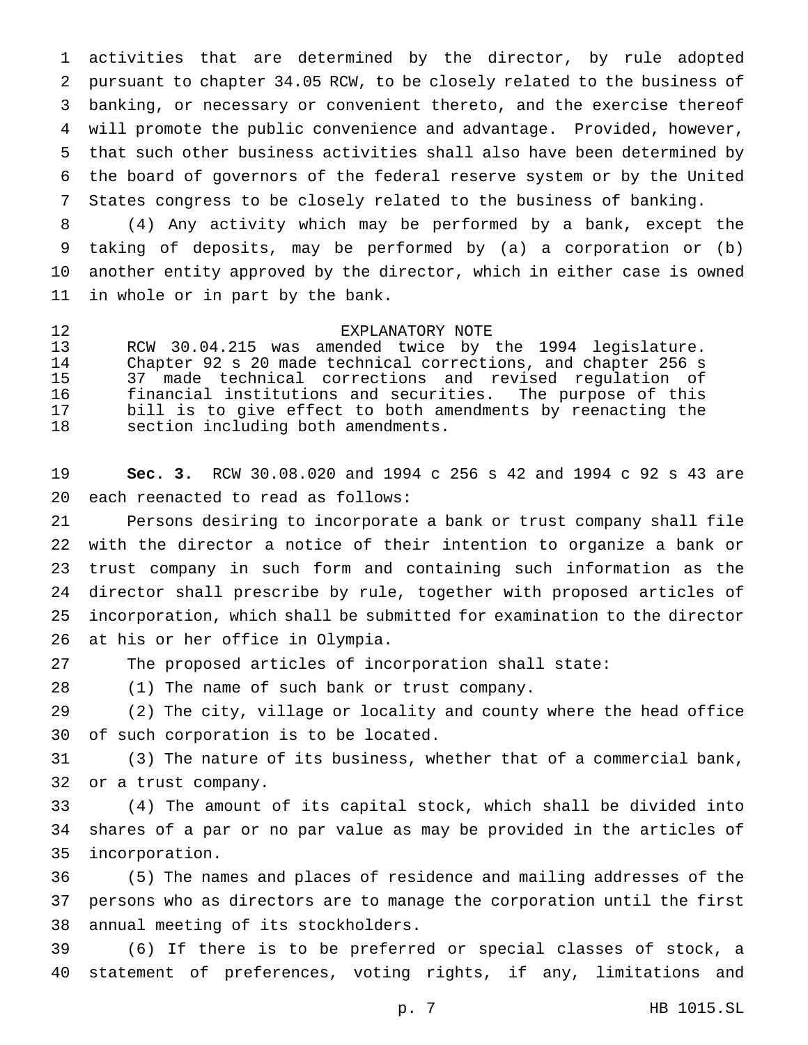activities that are determined by the director, by rule adopted pursuant to chapter 34.05 RCW, to be closely related to the business of banking, or necessary or convenient thereto, and the exercise thereof will promote the public convenience and advantage. Provided, however, that such other business activities shall also have been determined by the board of governors of the federal reserve system or by the United States congress to be closely related to the business of banking.

(4) Any activity which may be performed by a bank, except the taking of deposits, may be performed by (a) a corporation or (b) another entity approved by the director, which in either case is owned in whole or in part by the bank.

EXPLANATORY NOTE

RCW 30.04.215 was amended twice by the 1994 legislature. Chapter 92 s 20 made technical corrections, and chapter 256 s 37 made technical corrections and revised regulation of financial institutions and securities. The purpose of this bill is to give effect to both amendments by reenacting the section including both amendments.

**Sec. 3.** RCW 30.08.020 and 1994 c 256 s 42 and 1994 c 92 s 43 are each reenacted to read as follows:

Persons desiring to incorporate a bank or trust company shall file with the director a notice of their intention to organize a bank or trust company in such form and containing such information as the director shall prescribe by rule, together with proposed articles of incorporation, which shall be submitted for examination to the director at his or her office in Olympia.

The proposed articles of incorporation shall state:

(1) The name of such bank or trust company.

(2) The city, village or locality and county where the head office of such corporation is to be located.

(3) The nature of its business, whether that of a commercial bank, or a trust company.

(4) The amount of its capital stock, which shall be divided into shares of a par or no par value as may be provided in the articles of incorporation.

(5) The names and places of residence and mailing addresses of the persons who as directors are to manage the corporation until the first annual meeting of its stockholders.

(6) If there is to be preferred or special classes of stock, a statement of preferences, voting rights, if any, limitations and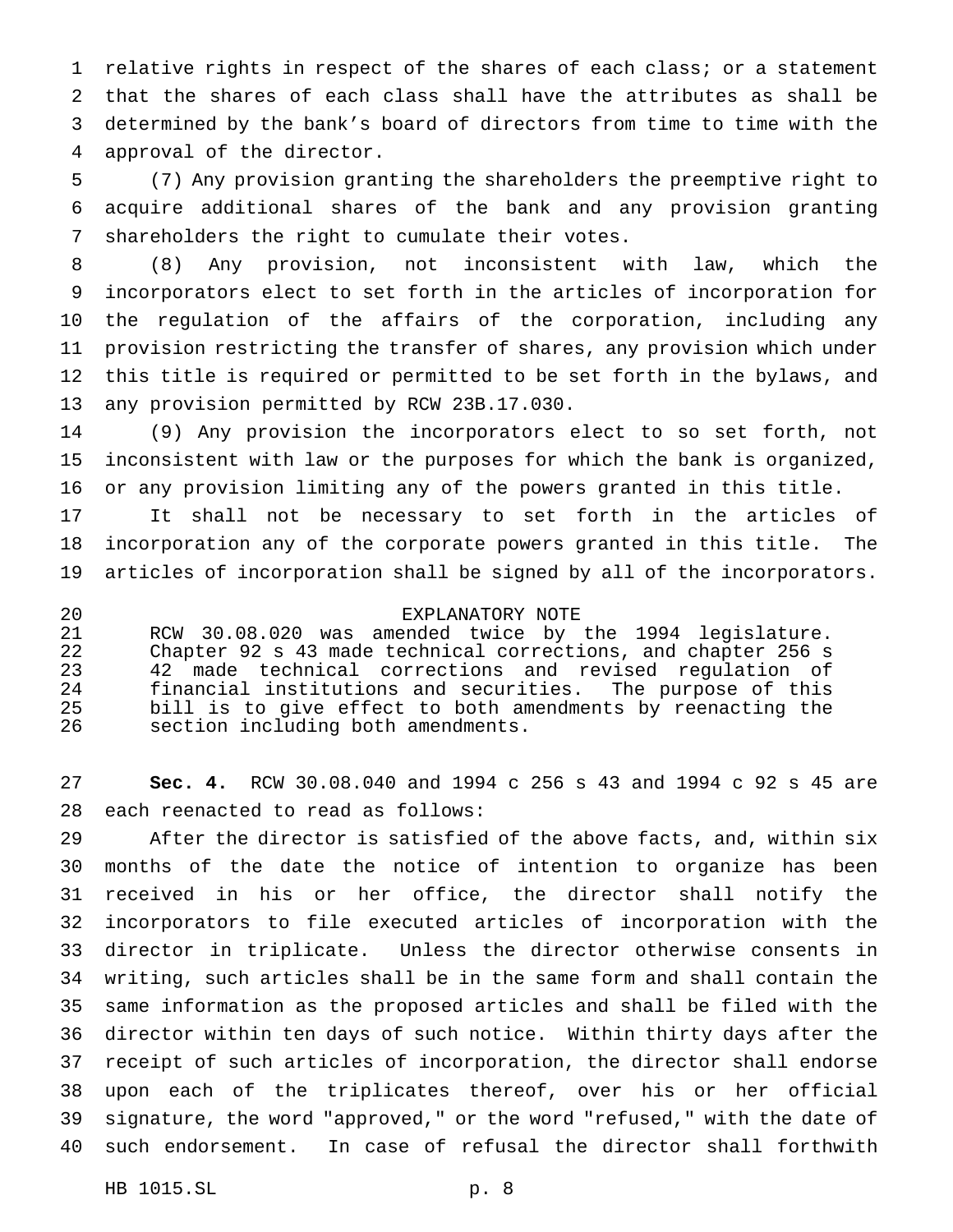relative rights in respect of the shares of each class; or a statement that the shares of each class shall have the attributes as shall be determined by the bank's board of directors from time to time with the approval of the director.

(7) Any provision granting the shareholders the preemptive right to acquire additional shares of the bank and any provision granting shareholders the right to cumulate their votes.

(8) Any provision, not inconsistent with law, which the incorporators elect to set forth in the articles of incorporation for the regulation of the affairs of the corporation, including any provision restricting the transfer of shares, any provision which under this title is required or permitted to be set forth in the bylaws, and any provision permitted by RCW 23B.17.030.

(9) Any provision the incorporators elect to so set forth, not inconsistent with law or the purposes for which the bank is organized, or any provision limiting any of the powers granted in this title.

It shall not be necessary to set forth in the articles of incorporation any of the corporate powers granted in this title. The articles of incorporation shall be signed by all of the incorporators.

EXPLANATORY NOTE

RCW 30.08.020 was amended twice by the 1994 legislature. Chapter 92 s 43 made technical corrections, and chapter 256 s 42 made technical corrections and revised regulation of financial institutions and securities. The purpose of this bill is to give effect to both amendments by reenacting the section including both amendments.

**Sec. 4.** RCW 30.08.040 and 1994 c 256 s 43 and 1994 c 92 s 45 are each reenacted to read as follows:

After the director is satisfied of the above facts, and, within six months of the date the notice of intention to organize has been received in his or her office, the director shall notify the incorporators to file executed articles of incorporation with the director in triplicate. Unless the director otherwise consents in writing, such articles shall be in the same form and shall contain the same information as the proposed articles and shall be filed with the director within ten days of such notice. Within thirty days after the receipt of such articles of incorporation, the director shall endorse upon each of the triplicates thereof, over his or her official signature, the word "approved," or the word "refused," with the date of such endorsement. In case of refusal the director shall forthwith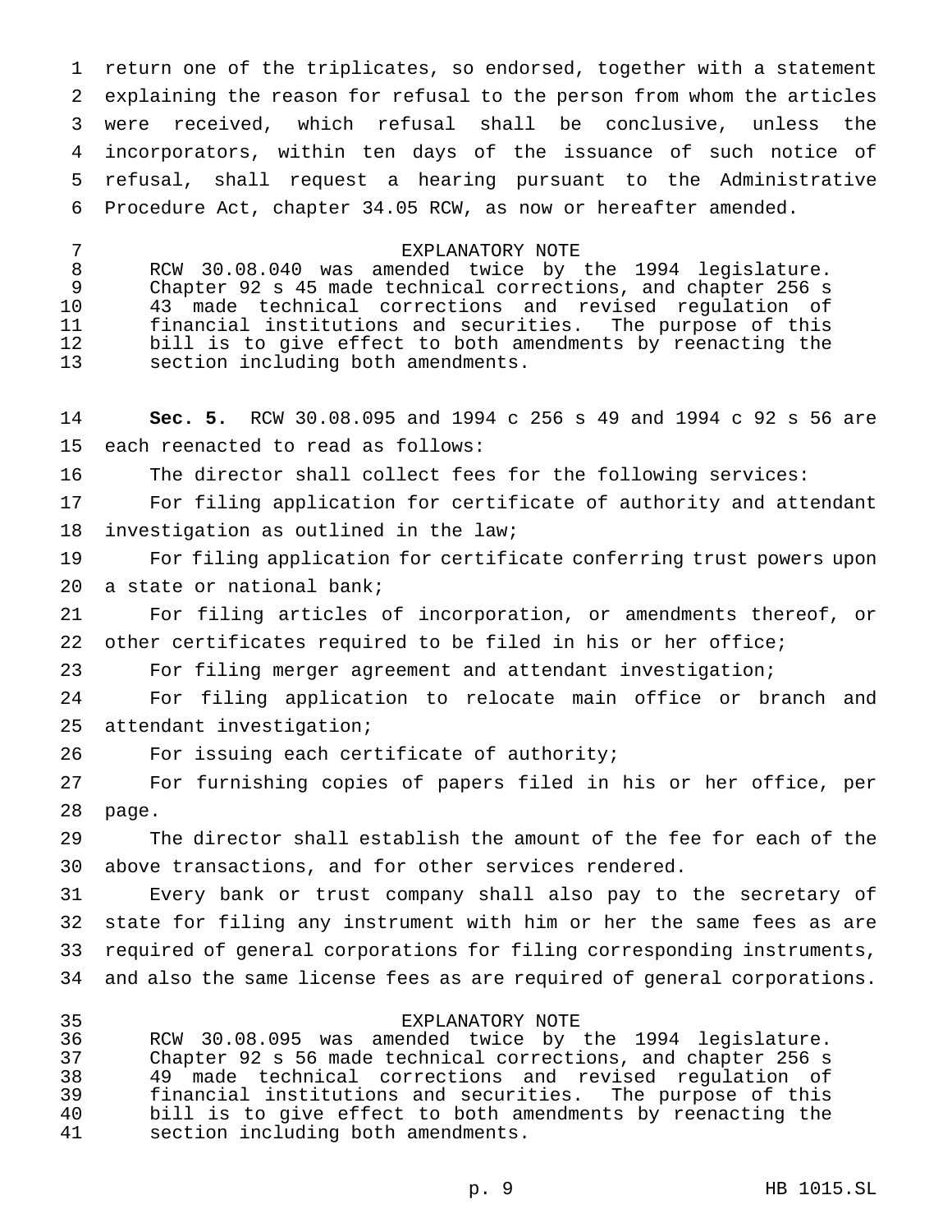return one of the triplicates, so endorsed, together with a statement explaining the reason for refusal to the person from whom the articles were received, which refusal shall be conclusive, unless the incorporators, within ten days of the issuance of such notice of refusal, shall request a hearing pursuant to the Administrative Procedure Act, chapter 34.05 RCW, as now or hereafter amended.

EXPLANATORY NOTE

RCW 30.08.040 was amended twice by the 1994 legislature. Chapter 92 s 45 made technical corrections, and chapter 256 s 43 made technical corrections and revised regulation of financial institutions and securities. The purpose of this bill is to give effect to both amendments by reenacting the section including both amendments.

**Sec. 5.** RCW 30.08.095 and 1994 c 256 s 49 and 1994 c 92 s 56 are each reenacted to read as follows:

The director shall collect fees for the following services:

For filing application for certificate of authority and attendant investigation as outlined in the law;

For filing application for certificate conferring trust powers upon a state or national bank;

For filing articles of incorporation, or amendments thereof, or other certificates required to be filed in his or her office;

For filing merger agreement and attendant investigation;

For filing application to relocate main office or branch and attendant investigation;

For issuing each certificate of authority;

For furnishing copies of papers filed in his or her office, per page.

The director shall establish the amount of the fee for each of the above transactions, and for other services rendered.

Every bank or trust company shall also pay to the secretary of state for filing any instrument with him or her the same fees as are required of general corporations for filing corresponding instruments, and also the same license fees as are required of general corporations.

EXPLANATORY NOTE

RCW 30.08.095 was amended twice by the 1994 legislature. Chapter 92 s 56 made technical corrections, and chapter 256 s 49 made technical corrections and revised regulation of financial institutions and securities. The purpose of this bill is to give effect to both amendments by reenacting the section including both amendments.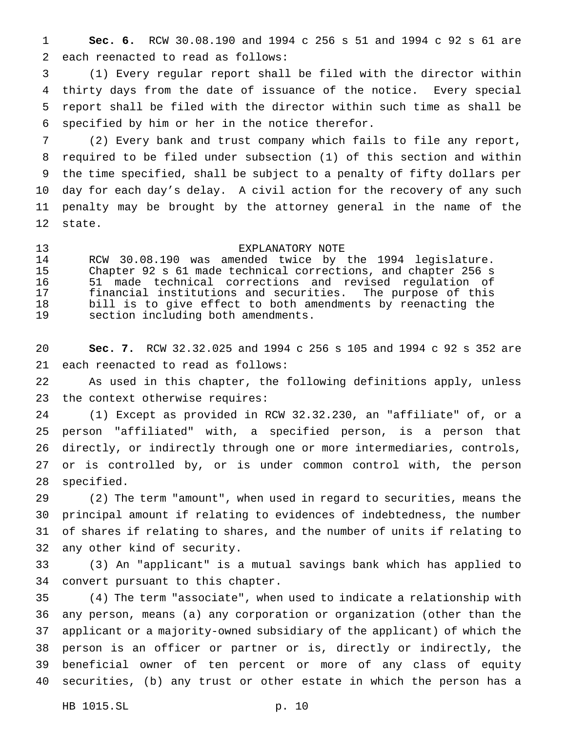**Sec. 6.** RCW 30.08.190 and 1994 c 256 s 51 and 1994 c 92 s 61 are each reenacted to read as follows:

(1) Every regular report shall be filed with the director within thirty days from the date of issuance of the notice. Every special report shall be filed with the director within such time as shall be specified by him or her in the notice therefor.

(2) Every bank and trust company which fails to file any report, required to be filed under subsection (1) of this section and within the time specified, shall be subject to a penalty of fifty dollars per day for each day's delay. A civil action for the recovery of any such penalty may be brought by the attorney general in the name of the state.

EXPLANATORY NOTE

RCW 30.08.190 was amended twice by the 1994 legislature. Chapter 92 s 61 made technical corrections, and chapter 256 s 51 made technical corrections and revised regulation of financial institutions and securities. The purpose of this bill is to give effect to both amendments by reenacting the section including both amendments.

**Sec. 7.** RCW 32.32.025 and 1994 c 256 s 105 and 1994 c 92 s 352 are each reenacted to read as follows:

As used in this chapter, the following definitions apply, unless the context otherwise requires:

(1) Except as provided in RCW 32.32.230, an "affiliate" of, or a person "affiliated" with, a specified person, is a person that directly, or indirectly through one or more intermediaries, controls, or is controlled by, or is under common control with, the person specified.

(2) The term "amount", when used in regard to securities, means the principal amount if relating to evidences of indebtedness, the number of shares if relating to shares, and the number of units if relating to any other kind of security.

(3) An "applicant" is a mutual savings bank which has applied to convert pursuant to this chapter.

(4) The term "associate", when used to indicate a relationship with any person, means (a) any corporation or organization (other than the applicant or a majority-owned subsidiary of the applicant) of which the person is an officer or partner or is, directly or indirectly, the beneficial owner of ten percent or more of any class of equity securities, (b) any trust or other estate in which the person has a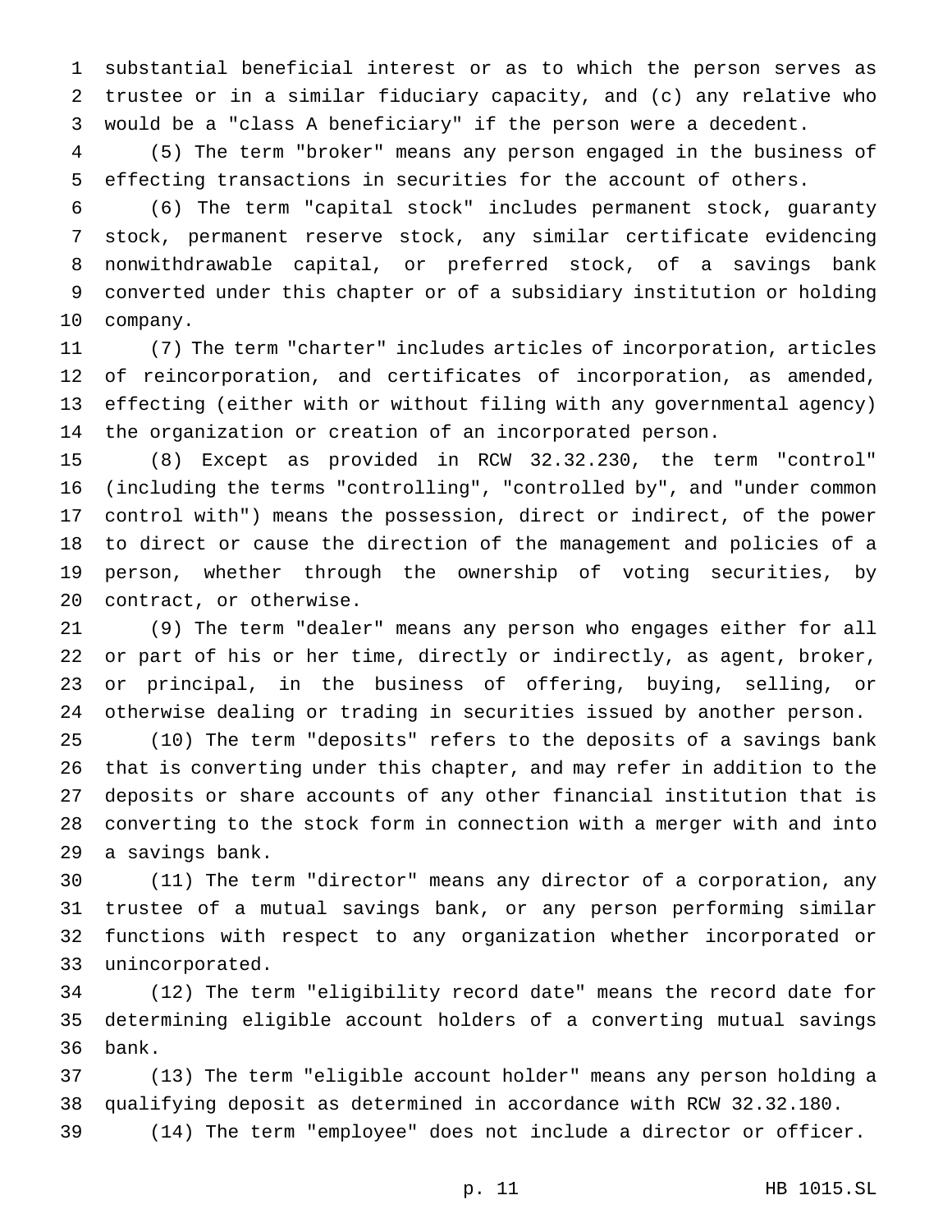substantial beneficial interest or as to which the person serves as trustee or in a similar fiduciary capacity, and (c) any relative who would be a "class A beneficiary" if the person were a decedent.

(5) The term "broker" means any person engaged in the business of effecting transactions in securities for the account of others.

(6) The term "capital stock" includes permanent stock, guaranty stock, permanent reserve stock, any similar certificate evidencing nonwithdrawable capital, or preferred stock, of a savings bank converted under this chapter or of a subsidiary institution or holding company.

(7) The term "charter" includes articles of incorporation, articles of reincorporation, and certificates of incorporation, as amended, effecting (either with or without filing with any governmental agency) the organization or creation of an incorporated person.

(8) Except as provided in RCW 32.32.230, the term "control" (including the terms "controlling", "controlled by", and "under common control with") means the possession, direct or indirect, of the power to direct or cause the direction of the management and policies of a person, whether through the ownership of voting securities, by contract, or otherwise.

(9) The term "dealer" means any person who engages either for all or part of his or her time, directly or indirectly, as agent, broker, or principal, in the business of offering, buying, selling, or otherwise dealing or trading in securities issued by another person.

(10) The term "deposits" refers to the deposits of a savings bank that is converting under this chapter, and may refer in addition to the deposits or share accounts of any other financial institution that is converting to the stock form in connection with a merger with and into a savings bank.

(11) The term "director" means any director of a corporation, any trustee of a mutual savings bank, or any person performing similar functions with respect to any organization whether incorporated or unincorporated.

(12) The term "eligibility record date" means the record date for determining eligible account holders of a converting mutual savings bank.

(13) The term "eligible account holder" means any person holding a qualifying deposit as determined in accordance with RCW 32.32.180.

(14) The term "employee" does not include a director or officer.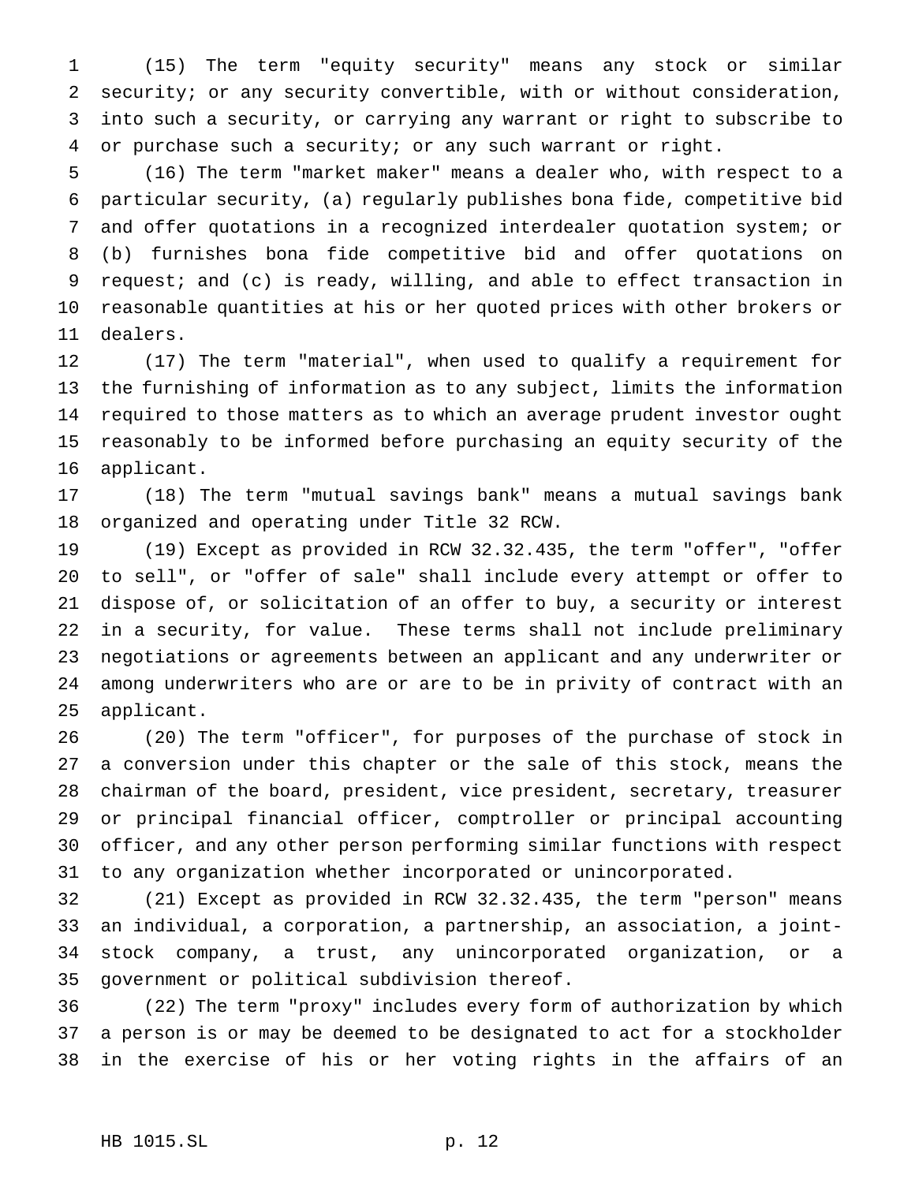(15) The term "equity security" means any stock or similar security; or any security convertible, with or without consideration, into such a security, or carrying any warrant or right to subscribe to or purchase such a security; or any such warrant or right.

(16) The term "market maker" means a dealer who, with respect to a particular security, (a) regularly publishes bona fide, competitive bid and offer quotations in a recognized interdealer quotation system; or (b) furnishes bona fide competitive bid and offer quotations on request; and (c) is ready, willing, and able to effect transaction in reasonable quantities at his or her quoted prices with other brokers or dealers.

(17) The term "material", when used to qualify a requirement for the furnishing of information as to any subject, limits the information required to those matters as to which an average prudent investor ought reasonably to be informed before purchasing an equity security of the applicant.

(18) The term "mutual savings bank" means a mutual savings bank organized and operating under Title 32 RCW.

(19) Except as provided in RCW 32.32.435, the term "offer", "offer to sell", or "offer of sale" shall include every attempt or offer to dispose of, or solicitation of an offer to buy, a security or interest in a security, for value. These terms shall not include preliminary negotiations or agreements between an applicant and any underwriter or among underwriters who are or are to be in privity of contract with an applicant.

(20) The term "officer", for purposes of the purchase of stock in a conversion under this chapter or the sale of this stock, means the chairman of the board, president, vice president, secretary, treasurer or principal financial officer, comptroller or principal accounting officer, and any other person performing similar functions with respect to any organization whether incorporated or unincorporated.

(21) Except as provided in RCW 32.32.435, the term "person" means an individual, a corporation, a partnership, an association, a joint-stock company, a trust, any unincorporated organization, or a government or political subdivision thereof.

(22) The term "proxy" includes every form of authorization by which a person is or may be deemed to be designated to act for a stockholder in the exercise of his or her voting rights in the affairs of an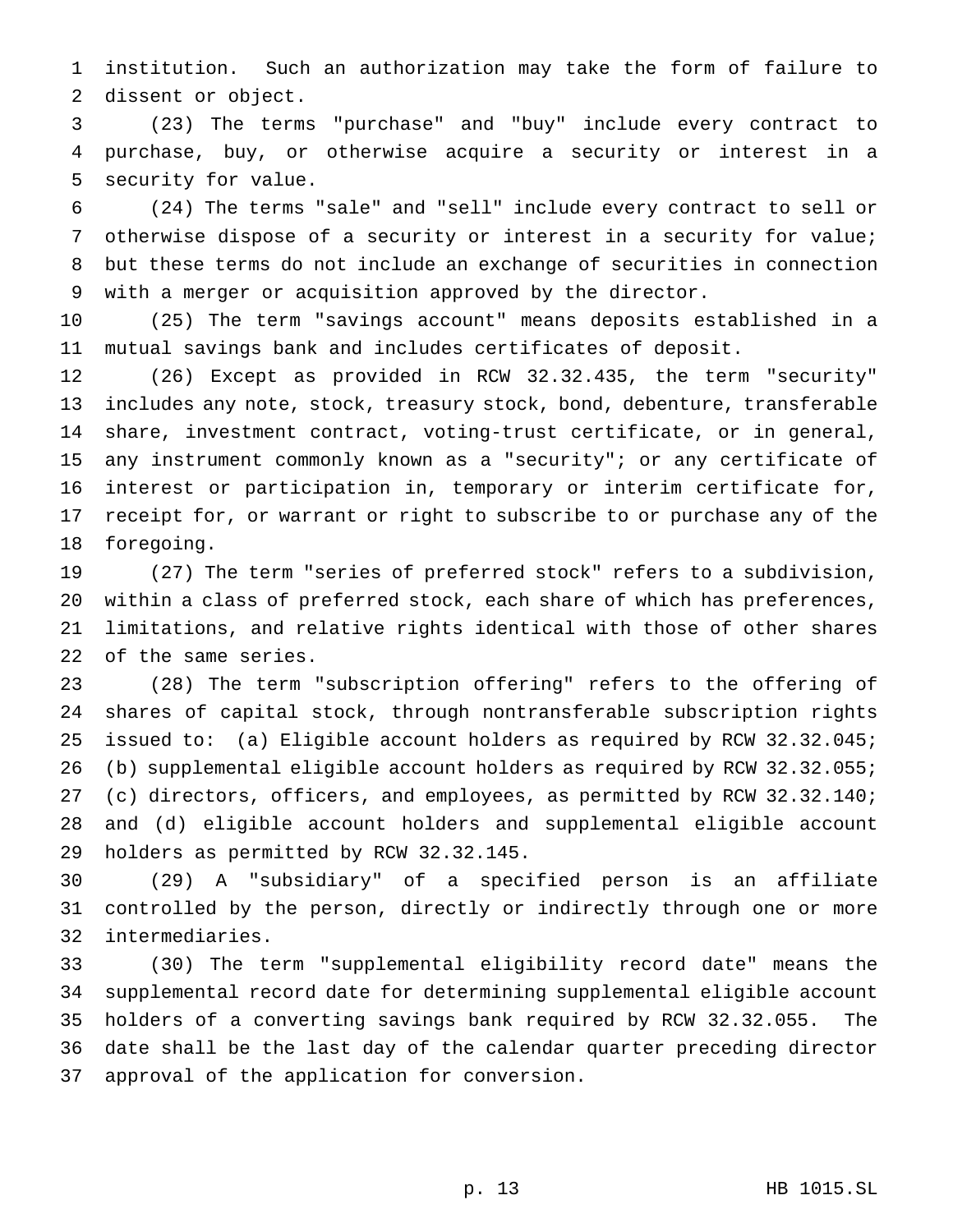institution. Such an authorization may take the form of failure to dissent or object.

(23) The terms "purchase" and "buy" include every contract to purchase, buy, or otherwise acquire a security or interest in a security for value.

(24) The terms "sale" and "sell" include every contract to sell or otherwise dispose of a security or interest in a security for value; but these terms do not include an exchange of securities in connection with a merger or acquisition approved by the director.

(25) The term "savings account" means deposits established in a mutual savings bank and includes certificates of deposit.

(26) Except as provided in RCW 32.32.435, the term "security" includes any note, stock, treasury stock, bond, debenture, transferable share, investment contract, voting-trust certificate, or in general, any instrument commonly known as a "security"; or any certificate of interest or participation in, temporary or interim certificate for, receipt for, or warrant or right to subscribe to or purchase any of the foregoing.

(27) The term "series of preferred stock" refers to a subdivision, within a class of preferred stock, each share of which has preferences, limitations, and relative rights identical with those of other shares of the same series.

(28) The term "subscription offering" refers to the offering of shares of capital stock, through nontransferable subscription rights issued to: (a) Eligible account holders as required by RCW 32.32.045; (b) supplemental eligible account holders as required by RCW 32.32.055; (c) directors, officers, and employees, as permitted by RCW 32.32.140; and (d) eligible account holders and supplemental eligible account holders as permitted by RCW 32.32.145.

(29) A "subsidiary" of a specified person is an affiliate controlled by the person, directly or indirectly through one or more intermediaries.

(30) The term "supplemental eligibility record date" means the supplemental record date for determining supplemental eligible account holders of a converting savings bank required by RCW 32.32.055. The date shall be the last day of the calendar quarter preceding director approval of the application for conversion.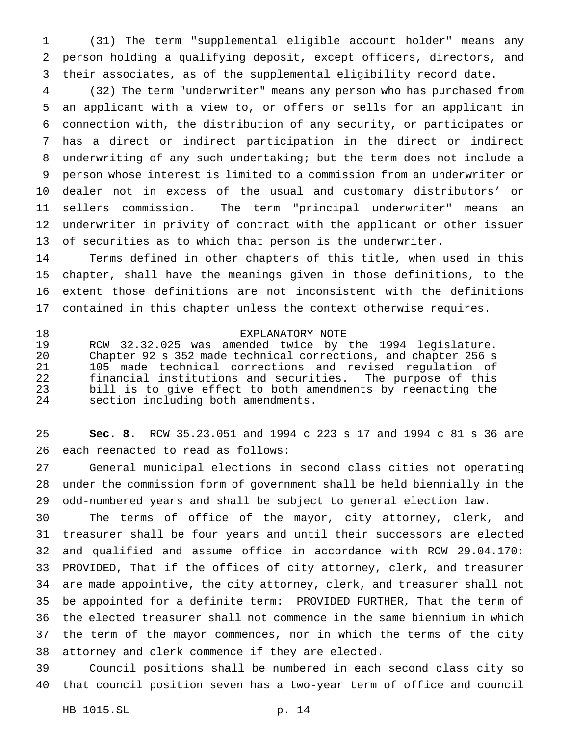(31) The term "supplemental eligible account holder" means any person holding a qualifying deposit, except officers, directors, and their associates, as of the supplemental eligibility record date.

(32) The term "underwriter" means any person who has purchased from an applicant with a view to, or offers or sells for an applicant in connection with, the distribution of any security, or participates or has a direct or indirect participation in the direct or indirect underwriting of any such undertaking; but the term does not include a person whose interest is limited to a commission from an underwriter or dealer not in excess of the usual and customary distributors' or sellers commission. The term "principal underwriter" means an underwriter in privity of contract with the applicant or other issuer of securities as to which that person is the underwriter.

Terms defined in other chapters of this title, when used in this chapter, shall have the meanings given in those definitions, to the extent those definitions are not inconsistent with the definitions contained in this chapter unless the context otherwise requires.

EXPLANATORY NOTE

RCW 32.32.025 was amended twice by the 1994 legislature. Chapter 92 s 352 made technical corrections, and chapter 256 s 105 made technical corrections and revised regulation of financial institutions and securities. The purpose of this bill is to give effect to both amendments by reenacting the section including both amendments.

**Sec. 8.** RCW 35.23.051 and 1994 c 223 s 17 and 1994 c 81 s 36 are each reenacted to read as follows:

General municipal elections in second class cities not operating under the commission form of government shall be held biennially in the odd-numbered years and shall be subject to general election law.

The terms of office of the mayor, city attorney, clerk, and treasurer shall be four years and until their successors are elected and qualified and assume office in accordance with RCW 29.04.170: PROVIDED, That if the offices of city attorney, clerk, and treasurer are made appointive, the city attorney, clerk, and treasurer shall not be appointed for a definite term: PROVIDED FURTHER, That the term of the elected treasurer shall not commence in the same biennium in which the term of the mayor commences, nor in which the terms of the city attorney and clerk commence if they are elected.

Council positions shall be numbered in each second class city so that council position seven has a two-year term of office and council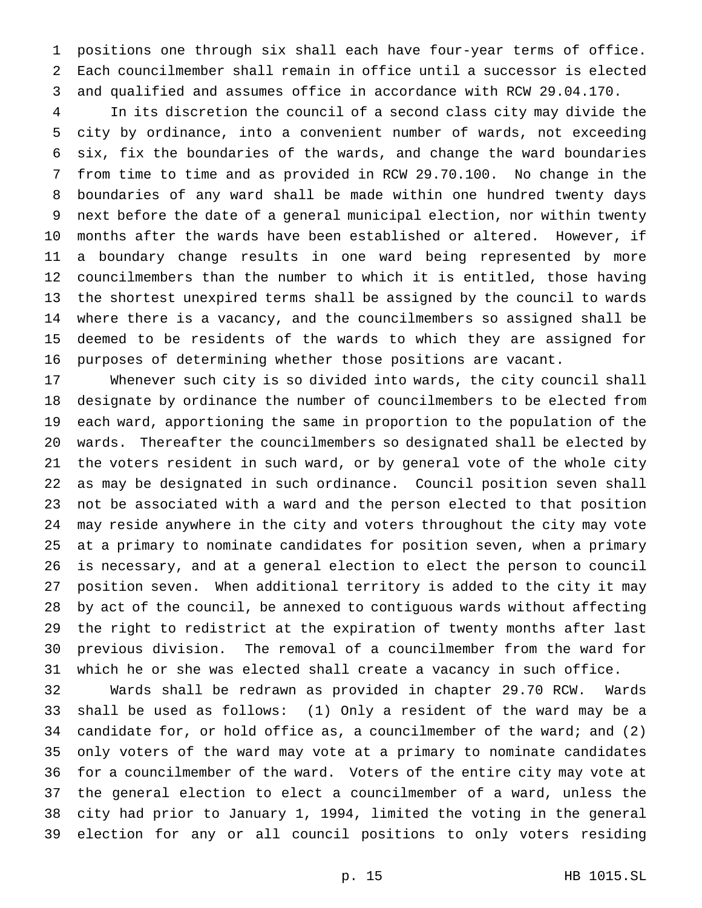positions one through six shall each have four-year terms of office. Each councilmember shall remain in office until a successor is elected and qualified and assumes office in accordance with RCW 29.04.170.

In its discretion the council of a second class city may divide the city by ordinance, into a convenient number of wards, not exceeding six, fix the boundaries of the wards, and change the ward boundaries from time to time and as provided in RCW 29.70.100. No change in the boundaries of any ward shall be made within one hundred twenty days next before the date of a general municipal election, nor within twenty months after the wards have been established or altered. However, if a boundary change results in one ward being represented by more councilmembers than the number to which it is entitled, those having the shortest unexpired terms shall be assigned by the council to wards where there is a vacancy, and the councilmembers so assigned shall be deemed to be residents of the wards to which they are assigned for purposes of determining whether those positions are vacant.

Whenever such city is so divided into wards, the city council shall designate by ordinance the number of councilmembers to be elected from each ward, apportioning the same in proportion to the population of the wards. Thereafter the councilmembers so designated shall be elected by the voters resident in such ward, or by general vote of the whole city as may be designated in such ordinance. Council position seven shall not be associated with a ward and the person elected to that position may reside anywhere in the city and voters throughout the city may vote at a primary to nominate candidates for position seven, when a primary is necessary, and at a general election to elect the person to council position seven. When additional territory is added to the city it may by act of the council, be annexed to contiguous wards without affecting the right to redistrict at the expiration of twenty months after last previous division. The removal of a councilmember from the ward for which he or she was elected shall create a vacancy in such office.

Wards shall be redrawn as provided in chapter 29.70 RCW. Wards shall be used as follows: (1) Only a resident of the ward may be a candidate for, or hold office as, a councilmember of the ward; and (2) only voters of the ward may vote at a primary to nominate candidates for a councilmember of the ward. Voters of the entire city may vote at the general election to elect a councilmember of a ward, unless the city had prior to January 1, 1994, limited the voting in the general election for any or all council positions to only voters residing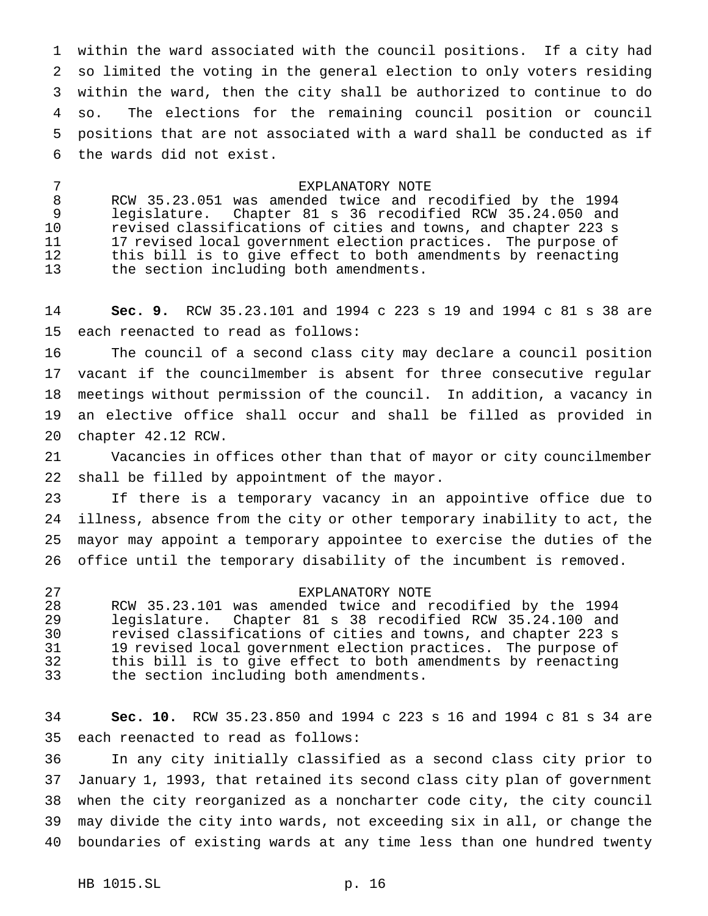within the ward associated with the council positions. If a city had so limited the voting in the general election to only voters residing within the ward, then the city shall be authorized to continue to do so. The elections for the remaining council position or council positions that are not associated with a ward shall be conducted as if the wards did not exist.

EXPLANATORY NOTE

RCW 35.23.051 was amended twice and recodified by the 1994 legislature. Chapter 81 s 36 recodified RCW 35.24.050 and revised classifications of cities and towns, and chapter 223 s 17 revised local government election practices. The purpose of this bill is to give effect to both amendments by reenacting the section including both amendments.

**Sec. 9.** RCW 35.23.101 and 1994 c 223 s 19 and 1994 c 81 s 38 are each reenacted to read as follows:

The council of a second class city may declare a council position vacant if the councilmember is absent for three consecutive regular meetings without permission of the council. In addition, a vacancy in an elective office shall occur and shall be filled as provided in chapter 42.12 RCW.

Vacancies in offices other than that of mayor or city councilmember shall be filled by appointment of the mayor.

If there is a temporary vacancy in an appointive office due to illness, absence from the city or other temporary inability to act, the mayor may appoint a temporary appointee to exercise the duties of the office until the temporary disability of the incumbent is removed.

EXPLANATORY NOTE

RCW 35.23.101 was amended twice and recodified by the 1994 legislature. Chapter 81 s 38 recodified RCW 35.24.100 and revised classifications of cities and towns, and chapter 223 s 19 revised local government election practices. The purpose of this bill is to give effect to both amendments by reenacting the section including both amendments.

**Sec. 10.** RCW 35.23.850 and 1994 c 223 s 16 and 1994 c 81 s 34 are each reenacted to read as follows:

In any city initially classified as a second class city prior to January 1, 1993, that retained its second class city plan of government when the city reorganized as a noncharter code city, the city council may divide the city into wards, not exceeding six in all, or change the boundaries of existing wards at any time less than one hundred twenty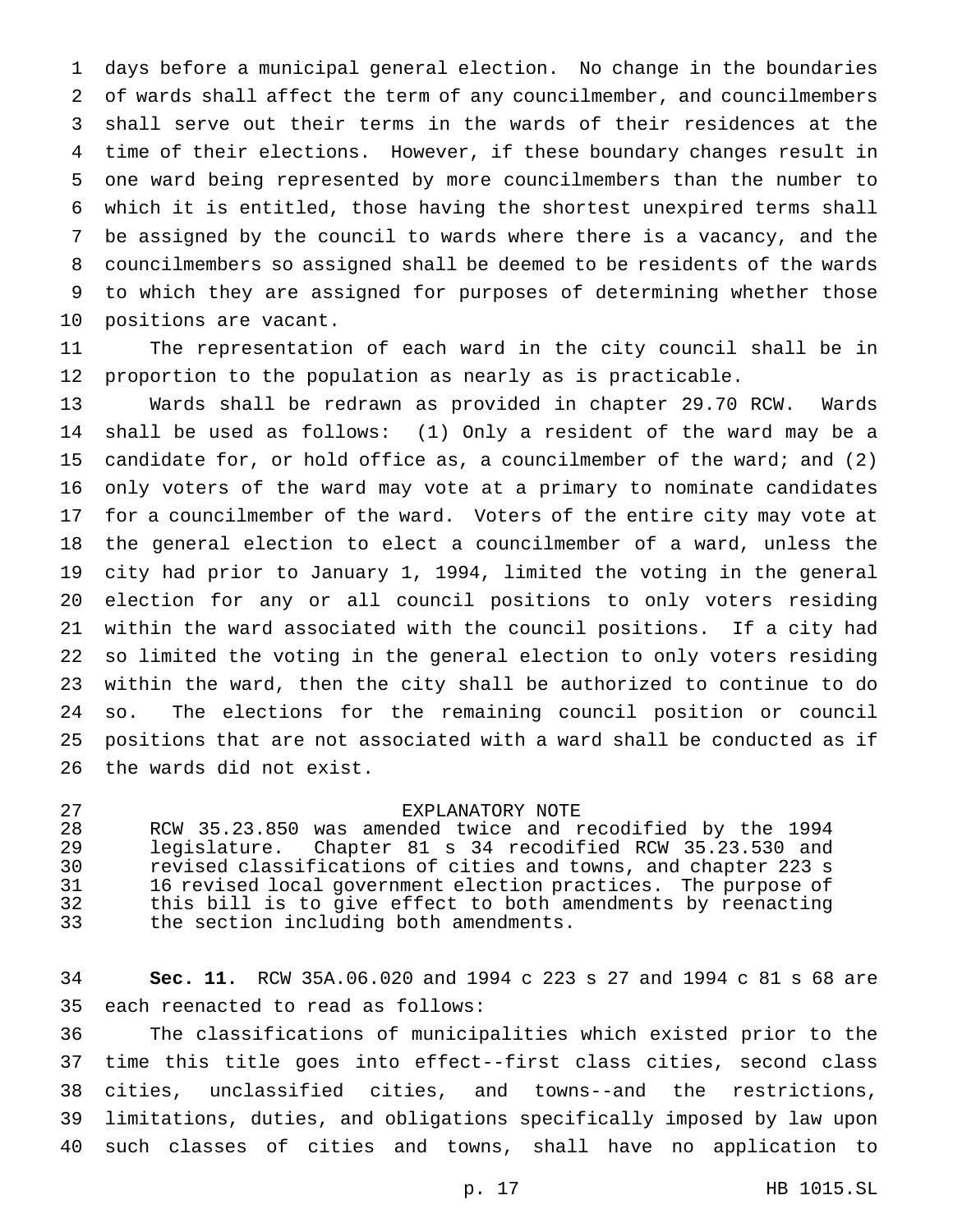days before a municipal general election. No change in the boundaries of wards shall affect the term of any councilmember, and councilmembers shall serve out their terms in the wards of their residences at the time of their elections. However, if these boundary changes result in one ward being represented by more councilmembers than the number to which it is entitled, those having the shortest unexpired terms shall be assigned by the council to wards where there is a vacancy, and the councilmembers so assigned shall be deemed to be residents of the wards to which they are assigned for purposes of determining whether those positions are vacant.

The representation of each ward in the city council shall be in proportion to the population as nearly as is practicable.

Wards shall be redrawn as provided in chapter 29.70 RCW. Wards shall be used as follows: (1) Only a resident of the ward may be a candidate for, or hold office as, a councilmember of the ward; and (2) only voters of the ward may vote at a primary to nominate candidates for a councilmember of the ward. Voters of the entire city may vote at the general election to elect a councilmember of a ward, unless the city had prior to January 1, 1994, limited the voting in the general election for any or all council positions to only voters residing within the ward associated with the council positions. If a city had so limited the voting in the general election to only voters residing within the ward, then the city shall be authorized to continue to do so. The elections for the remaining council position or council positions that are not associated with a ward shall be conducted as if the wards did not exist.

EXPLANATORY NOTE

RCW 35.23.850 was amended twice and recodified by the 1994 legislature. Chapter 81 s 34 recodified RCW 35.23.530 and revised classifications of cities and towns, and chapter 223 s 16 revised local government election practices. The purpose of this bill is to give effect to both amendments by reenacting the section including both amendments.

**Sec. 11.** RCW 35A.06.020 and 1994 c 223 s 27 and 1994 c 81 s 68 are each reenacted to read as follows:

The classifications of municipalities which existed prior to the time this title goes into effect--first class cities, second class cities, unclassified cities, and towns--and the restrictions, limitations, duties, and obligations specifically imposed by law upon such classes of cities and towns, shall have no application to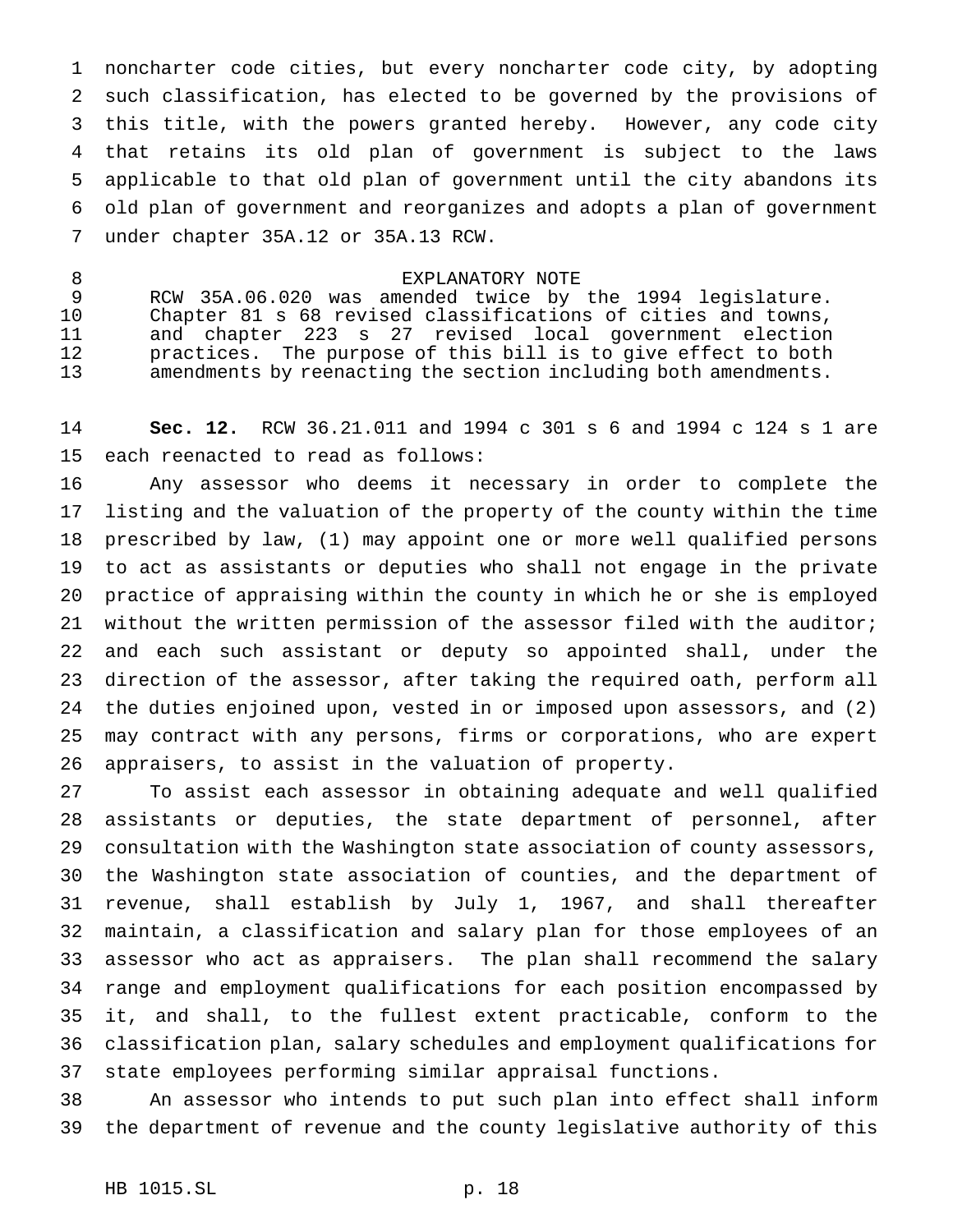noncharter code cities, but every noncharter code city, by adopting such classification, has elected to be governed by the provisions of this title, with the powers granted hereby. However, any code city that retains its old plan of government is subject to the laws applicable to that old plan of government until the city abandons its old plan of government and reorganizes and adopts a plan of government under chapter 35A.12 or 35A.13 RCW.

EXPLANATORY NOTE

RCW 35A.06.020 was amended twice by the 1994 legislature. Chapter 81 s 68 revised classifications of cities and towns, and chapter 223 s 27 revised local government election practices. The purpose of this bill is to give effect to both amendments by reenacting the section including both amendments.

**Sec. 12.** RCW 36.21.011 and 1994 c 301 s 6 and 1994 c 124 s 1 are each reenacted to read as follows:

Any assessor who deems it necessary in order to complete the listing and the valuation of the property of the county within the time prescribed by law, (1) may appoint one or more well qualified persons to act as assistants or deputies who shall not engage in the private practice of appraising within the county in which he or she is employed without the written permission of the assessor filed with the auditor; and each such assistant or deputy so appointed shall, under the direction of the assessor, after taking the required oath, perform all the duties enjoined upon, vested in or imposed upon assessors, and (2) may contract with any persons, firms or corporations, who are expert appraisers, to assist in the valuation of property.

To assist each assessor in obtaining adequate and well qualified assistants or deputies, the state department of personnel, after consultation with the Washington state association of county assessors, the Washington state association of counties, and the department of revenue, shall establish by July 1, 1967, and shall thereafter maintain, a classification and salary plan for those employees of an assessor who act as appraisers. The plan shall recommend the salary range and employment qualifications for each position encompassed by it, and shall, to the fullest extent practicable, conform to the classification plan, salary schedules and employment qualifications for state employees performing similar appraisal functions.

An assessor who intends to put such plan into effect shall inform the department of revenue and the county legislative authority of this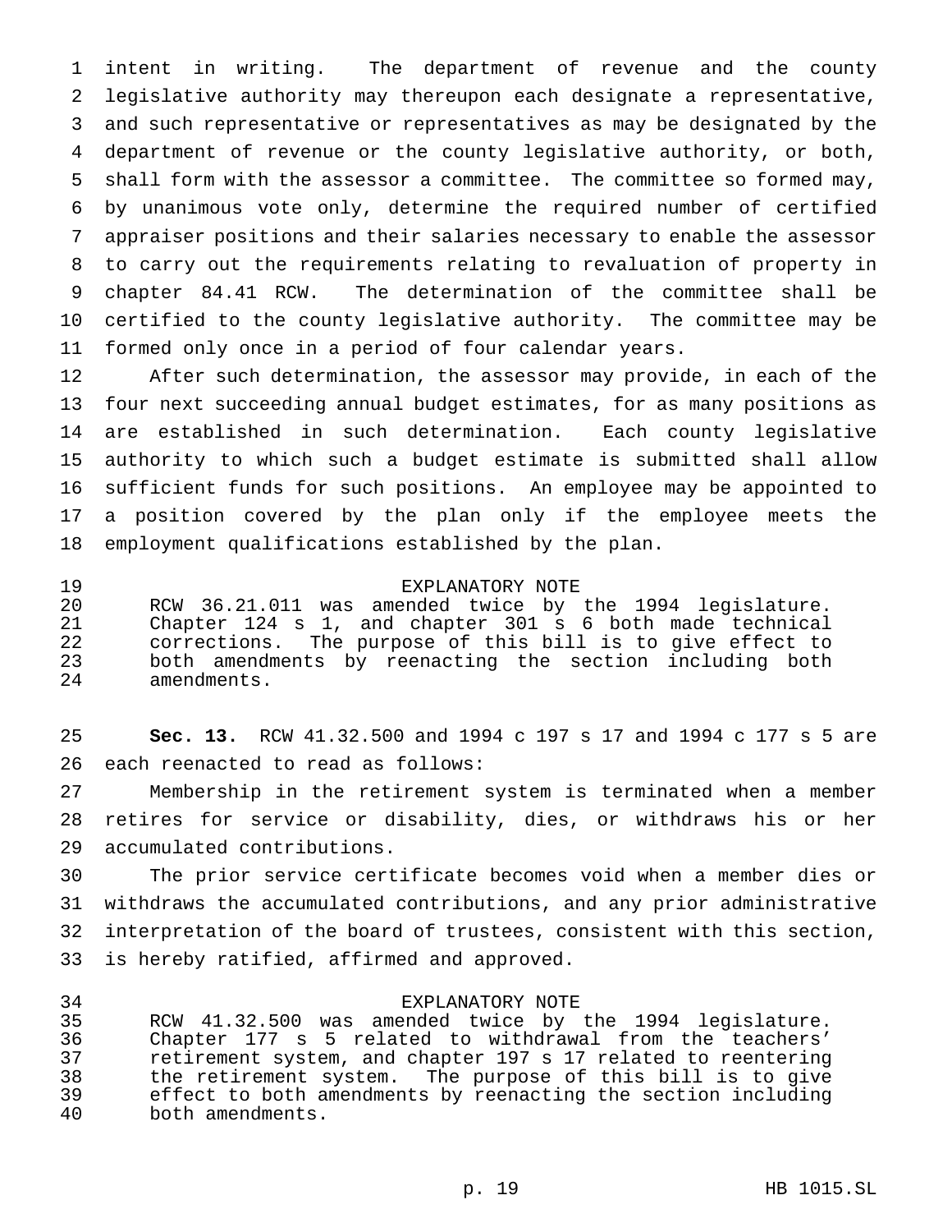intent in writing. The department of revenue and the county legislative authority may thereupon each designate a representative, and such representative or representatives as may be designated by the department of revenue or the county legislative authority, or both, shall form with the assessor a committee. The committee so formed may, by unanimous vote only, determine the required number of certified appraiser positions and their salaries necessary to enable the assessor to carry out the requirements relating to revaluation of property in chapter 84.41 RCW. The determination of the committee shall be certified to the county legislative authority. The committee may be formed only once in a period of four calendar years.

After such determination, the assessor may provide, in each of the four next succeeding annual budget estimates, for as many positions as are established in such determination. Each county legislative authority to which such a budget estimate is submitted shall allow sufficient funds for such positions. An employee may be appointed to a position covered by the plan only if the employee meets the employment qualifications established by the plan.

EXPLANATORY NOTE

RCW 36.21.011 was amended twice by the 1994 legislature. Chapter 124 s 1, and chapter 301 s 6 both made technical corrections. The purpose of this bill is to give effect to both amendments by reenacting the section including both amendments.

**Sec. 13.** RCW 41.32.500 and 1994 c 197 s 17 and 1994 c 177 s 5 are each reenacted to read as follows:

Membership in the retirement system is terminated when a member retires for service or disability, dies, or withdraws his or her accumulated contributions.

The prior service certificate becomes void when a member dies or withdraws the accumulated contributions, and any prior administrative interpretation of the board of trustees, consistent with this section, is hereby ratified, affirmed and approved.

EXPLANATORY NOTE

RCW 41.32.500 was amended twice by the 1994 legislature. Chapter 177 s 5 related to withdrawal from the teachers' retirement system, and chapter 197 s 17 related to reentering the retirement system. The purpose of this bill is to give effect to both amendments by reenacting the section including both amendments.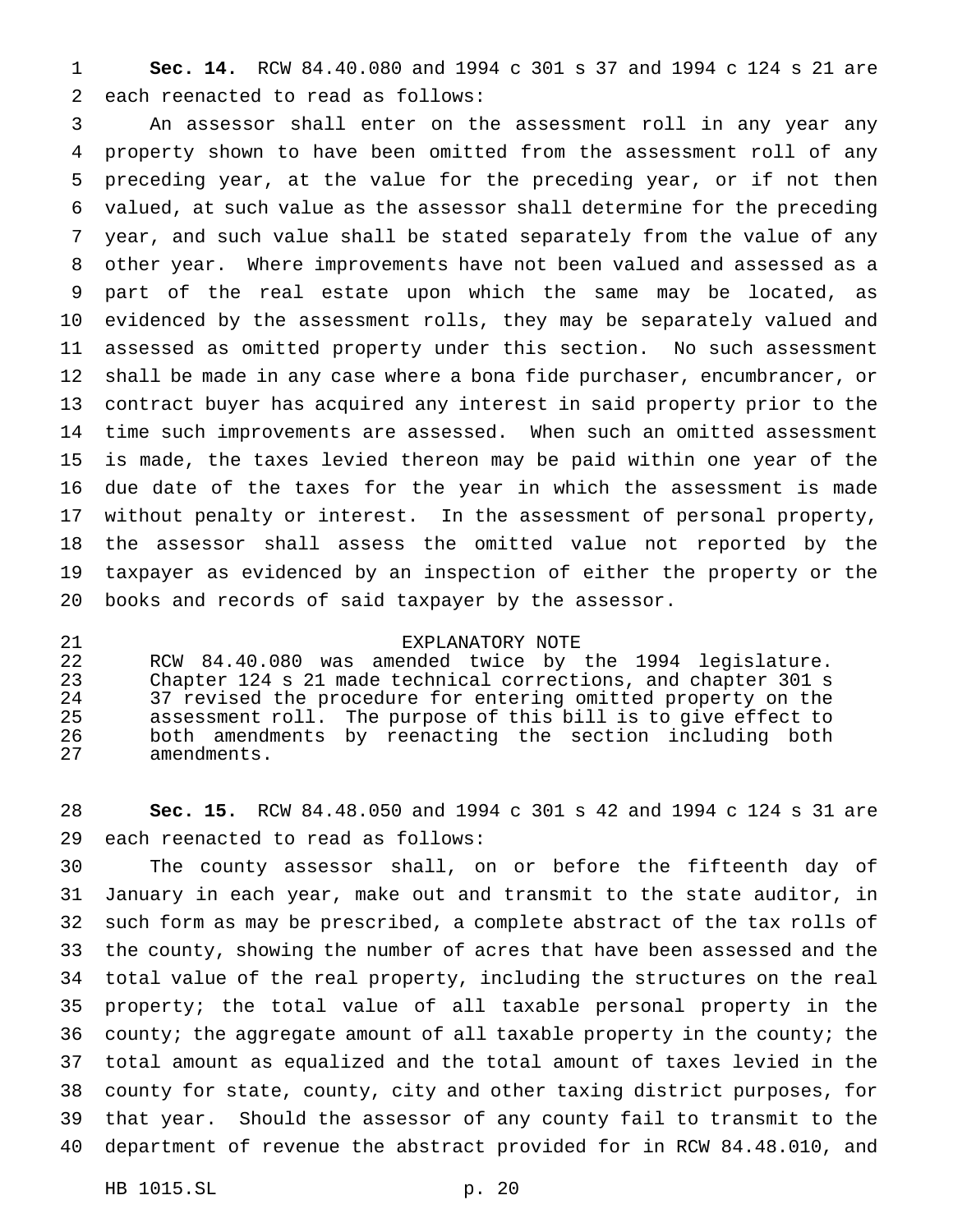**Sec. 14.** RCW 84.40.080 and 1994 c 301 s 37 and 1994 c 124 s 21 are each reenacted to read as follows:

An assessor shall enter on the assessment roll in any year any property shown to have been omitted from the assessment roll of any preceding year, at the value for the preceding year, or if not then valued, at such value as the assessor shall determine for the preceding year, and such value shall be stated separately from the value of any other year. Where improvements have not been valued and assessed as a part of the real estate upon which the same may be located, as evidenced by the assessment rolls, they may be separately valued and assessed as omitted property under this section. No such assessment shall be made in any case where a bona fide purchaser, encumbrancer, or contract buyer has acquired any interest in said property prior to the time such improvements are assessed. When such an omitted assessment is made, the taxes levied thereon may be paid within one year of the due date of the taxes for the year in which the assessment is made without penalty or interest. In the assessment of personal property, the assessor shall assess the omitted value not reported by the taxpayer as evidenced by an inspection of either the property or the books and records of said taxpayer by the assessor.

EXPLANATORY NOTE

RCW 84.40.080 was amended twice by the 1994 legislature. Chapter 124 s 21 made technical corrections, and chapter 301 s 37 revised the procedure for entering omitted property on the assessment roll. The purpose of this bill is to give effect to both amendments by reenacting the section including both amendments.

**Sec. 15.** RCW 84.48.050 and 1994 c 301 s 42 and 1994 c 124 s 31 are each reenacted to read as follows:

The county assessor shall, on or before the fifteenth day of January in each year, make out and transmit to the state auditor, in such form as may be prescribed, a complete abstract of the tax rolls of the county, showing the number of acres that have been assessed and the total value of the real property, including the structures on the real property; the total value of all taxable personal property in the county; the aggregate amount of all taxable property in the county; the total amount as equalized and the total amount of taxes levied in the county for state, county, city and other taxing district purposes, for that year. Should the assessor of any county fail to transmit to the department of revenue the abstract provided for in RCW 84.48.010, and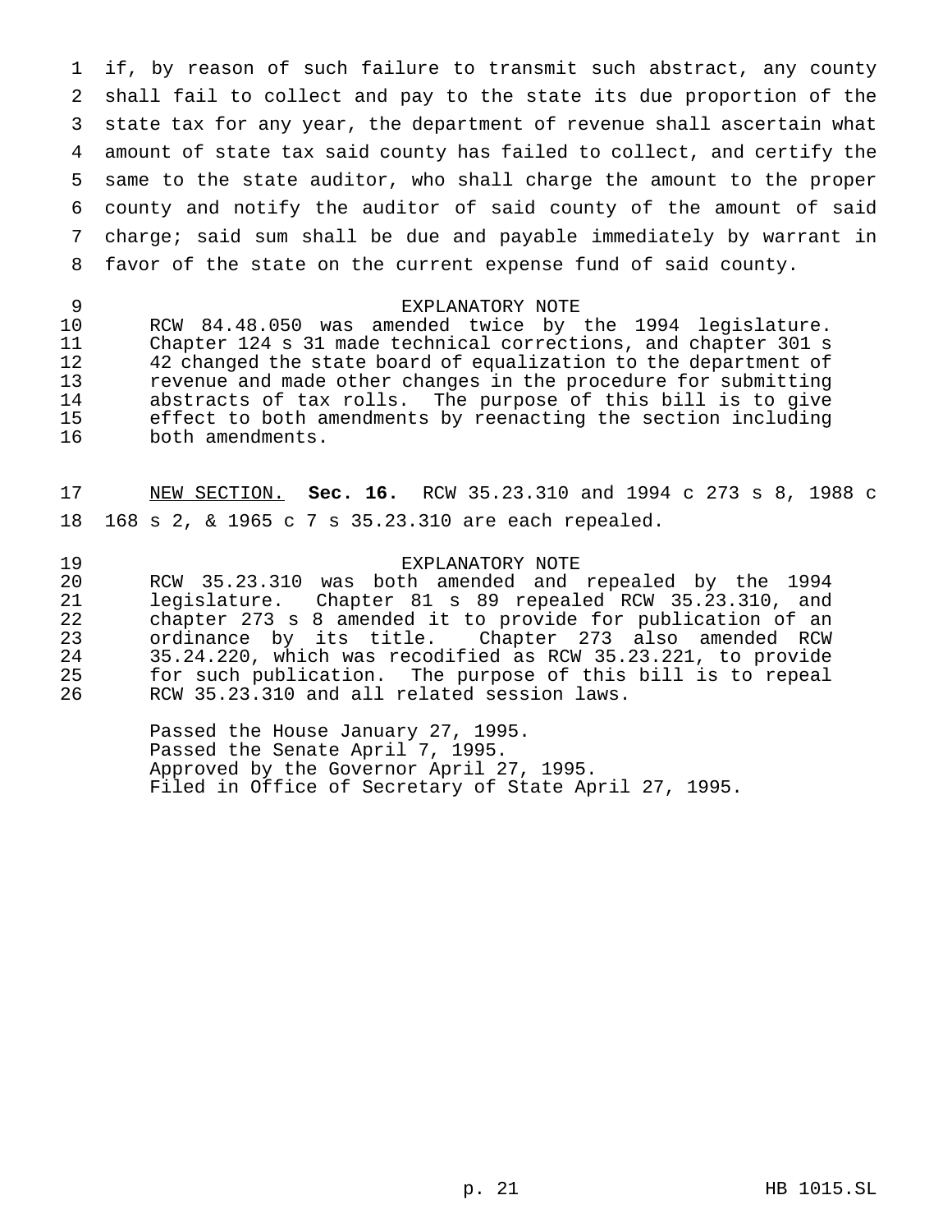if, by reason of such failure to transmit such abstract, any county shall fail to collect and pay to the state its due proportion of the state tax for any year, the department of revenue shall ascertain what amount of state tax said county has failed to collect, and certify the same to the state auditor, who shall charge the amount to the proper county and notify the auditor of said county of the amount of said charge; said sum shall be due and payable immediately by warrant in favor of the state on the current expense fund of said county.

EXPLANATORY NOTE

RCW 84.48.050 was amended twice by the 1994 legislature. Chapter 124 s 31 made technical corrections, and chapter 301 s 42 changed the state board of equalization to the department of revenue and made other changes in the procedure for submitting abstracts of tax rolls. The purpose of this bill is to give effect to both amendments by reenacting the section including both amendments.

NEW SECTION. **Sec. 16.** RCW 35.23.310 and 1994 c 273 s 8, 1988 c 168 s 2, & 1965 c 7 s 35.23.310 are each repealed.

EXPLANATORY NOTE

RCW 35.23.310 was both amended and repealed by the 1994 legislature. Chapter 81 s 89 repealed RCW 35.23.310, and chapter 273 s 8 amended it to provide for publication of an ordinance by its title. Chapter 273 also amended RCW 35.24.220, which was recodified as RCW 35.23.221, to provide for such publication. The purpose of this bill is to repeal RCW 35.23.310 and all related session laws.

Passed the House January 27, 1995.
Passed the Senate April 7, 1995.
Approved by the Governor April 27, 1995.
Filed in Office of Secretary of State April 27, 1995.